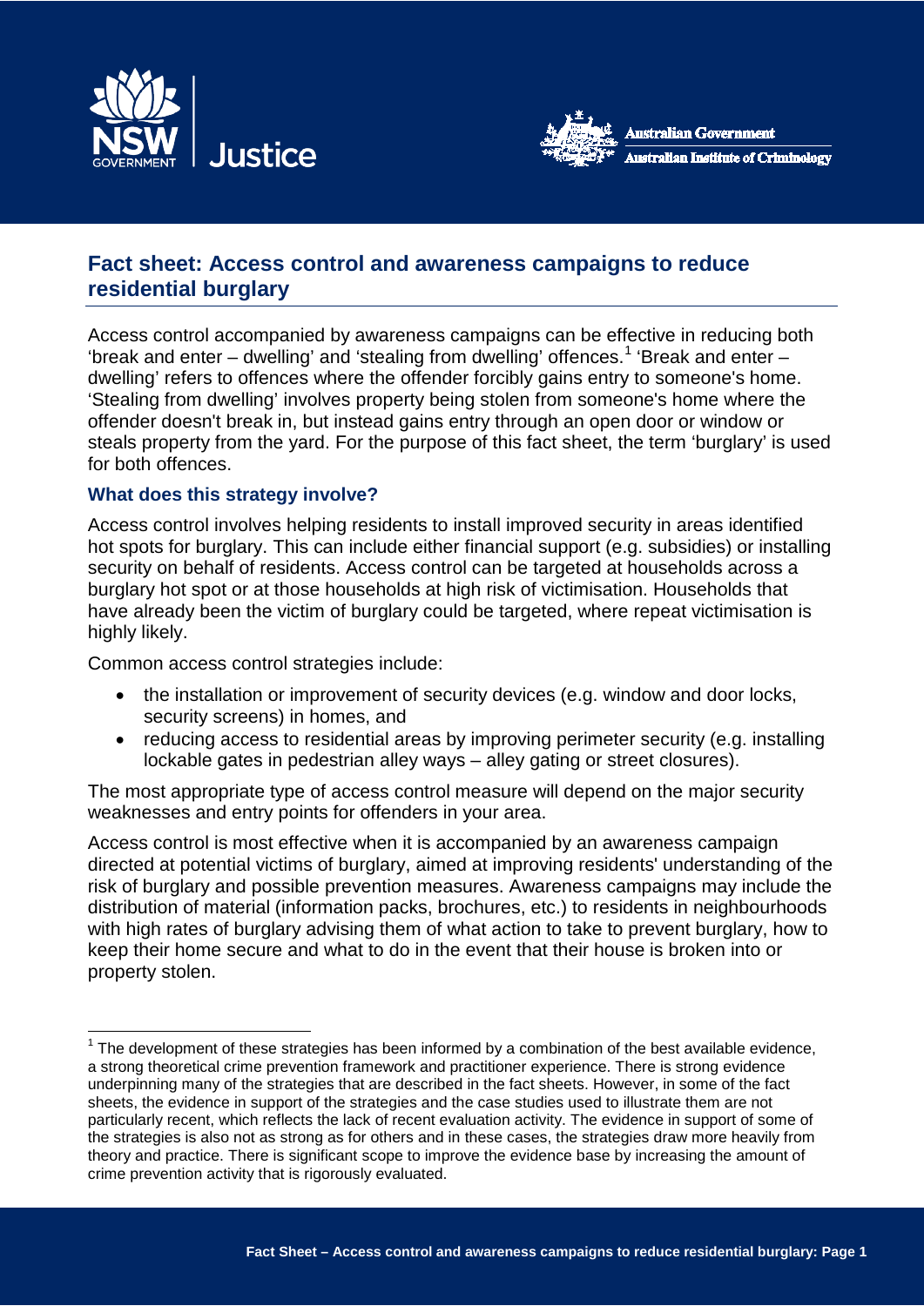# Fact sheet: Access control and awareness campaigns to reduce residential burglary

Access control accompanied by awareness campaigns can be effective in reducing both 'break and enter – dwelling' and 'stealing from dwelling' offences.[1] 'Break and enter – dwelling' refers to offences where the offender forcibly gains entry to someone's home. 'Stealing from dwelling' involves property being stolen from someone's home where the offender doesn't break in, but instead gains entry through an open door or window or steals property from the yard. For the purpose of this fact sheet, the term 'burglary' is used for both offences.

### What does this strategy involve?

Access control involves helping residents to install improved security in areas identified hot spots for burglary. This can include either financial support (e.g. subsidies) or installing security on behalf of residents. Access control can be targeted at households across a burglary hot spot or at those households at high risk of victimisation. Households that have already been the victim of burglary could be targeted, where repeat victimisation is highly likely.

Common access control strategies include:

- the installation or improvement of security devices (e.g. window and door locks, security screens) in homes, and
- reducing access to residential areas by improving perimeter security (e.g. installing lockable gates in pedestrian alley ways – alley gating or street closures).

The most appropriate type of access control measure will depend on the major security weaknesses and entry points for offenders in your area.

Access control is most effective when it is accompanied by an awareness campaign directed at potential victims of burglary, aimed at improving residents' understanding of the risk of burglary and possible prevention measures. Awareness campaigns may include the distribution of material (information packs, brochures, etc.) to residents in neighbourhoods with high rates of burglary advising them of what action to take to prevent burglary, how to keep their home secure and what to do in the event that their house is broken into or property stolen.

---

[1] The development of these strategies has been informed by a combination of the best available evidence, a strong theoretical crime prevention framework and practitioner experience. There is strong evidence underpinning many of the strategies that are described in the fact sheets. However, in some of the fact sheets, the evidence in support of the strategies and the case studies used to illustrate them are not particularly recent, which reflects the lack of recent evaluation activity. The evidence in support of some of the strategies is also not as strong as for others and in these cases, the strategies draw more heavily from theory and practice. There is significant scope to improve the evidence base by increasing the amount of crime prevention activity that is rigorously evaluated.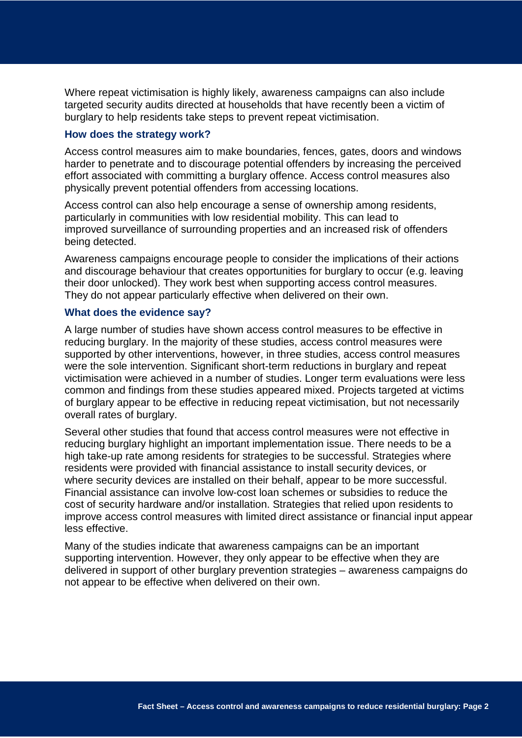Where repeat victimisation is highly likely, awareness campaigns can also include targeted security audits directed at households that have recently been a victim of burglary to help residents take steps to prevent repeat victimisation.

### How does the strategy work?

Access control measures aim to make boundaries, fences, gates, doors and windows harder to penetrate and to discourage potential offenders by increasing the perceived effort associated with committing a burglary offence. Access control measures also physically prevent potential offenders from accessing locations.

Access control can also help encourage a sense of ownership among residents, particularly in communities with low residential mobility. This can lead to improved surveillance of surrounding properties and an increased risk of offenders being detected.

Awareness campaigns encourage people to consider the implications of their actions and discourage behaviour that creates opportunities for burglary to occur (e.g. leaving their door unlocked). They work best when supporting access control measures. They do not appear particularly effective when delivered on their own.

### What does the evidence say?

A large number of studies have shown access control measures to be effective in reducing burglary. In the majority of these studies, access control measures were supported by other interventions, however, in three studies, access control measures were the sole intervention. Significant short-term reductions in burglary and repeat victimisation were achieved in a number of studies. Longer term evaluations were less common and findings from these studies appeared mixed. Projects targeted at victims of burglary appear to be effective in reducing repeat victimisation, but not necessarily overall rates of burglary.

Several other studies that found that access control measures were not effective in reducing burglary highlight an important implementation issue. There needs to be a high take-up rate among residents for strategies to be successful. Strategies where residents were provided with financial assistance to install security devices, or where security devices are installed on their behalf, appear to be more successful. Financial assistance can involve low-cost loan schemes or subsidies to reduce the cost of security hardware and/or installation. Strategies that relied upon residents to improve access control measures with limited direct assistance or financial input appear less effective.

Many of the studies indicate that awareness campaigns can be an important supporting intervention. However, they only appear to be effective when they are delivered in support of other burglary prevention strategies – awareness campaigns do not appear to be effective when delivered on their own.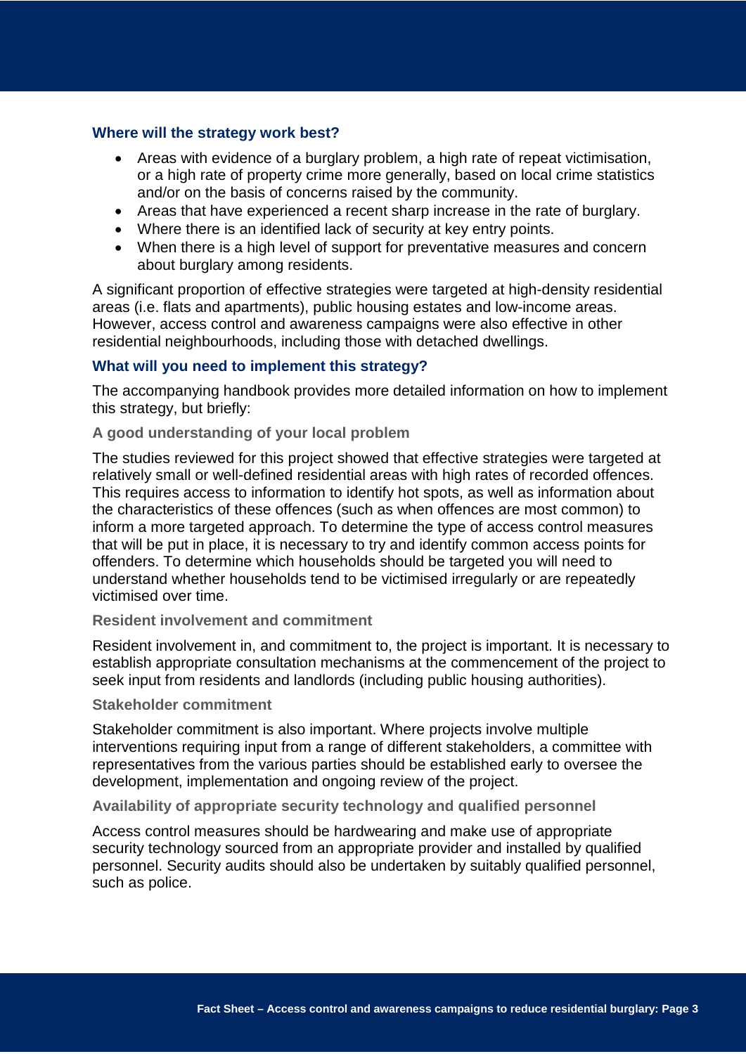### Where will the strategy work best?

- Areas with evidence of a burglary problem, a high rate of repeat victimisation, or a high rate of property crime more generally, based on local crime statistics and/or on the basis of concerns raised by the community.
- Areas that have experienced a recent sharp increase in the rate of burglary.
- Where there is an identified lack of security at key entry points.
- When there is a high level of support for preventative measures and concern about burglary among residents.

A significant proportion of effective strategies were targeted at high-density residential areas (i.e. flats and apartments), public housing estates and low-income areas. However, access control and awareness campaigns were also effective in other residential neighbourhoods, including those with detached dwellings.

### What will you need to implement this strategy?

The accompanying handbook provides more detailed information on how to implement this strategy, but briefly:

#### A good understanding of your local problem

The studies reviewed for this project showed that effective strategies were targeted at relatively small or well-defined residential areas with high rates of recorded offences. This requires access to information to identify hot spots, as well as information about the characteristics of these offences (such as when offences are most common) to inform a more targeted approach. To determine the type of access control measures that will be put in place, it is necessary to try and identify common access points for offenders. To determine which households should be targeted you will need to understand whether households tend to be victimised irregularly or are repeatedly victimised over time.

#### Resident involvement and commitment

Resident involvement in, and commitment to, the project is important. It is necessary to establish appropriate consultation mechanisms at the commencement of the project to seek input from residents and landlords (including public housing authorities).

#### Stakeholder commitment

Stakeholder commitment is also important. Where projects involve multiple interventions requiring input from a range of different stakeholders, a committee with representatives from the various parties should be established early to oversee the development, implementation and ongoing review of the project.

#### Availability of appropriate security technology and qualified personnel

Access control measures should be hardwearing and make use of appropriate security technology sourced from an appropriate provider and installed by qualified personnel. Security audits should also be undertaken by suitably qualified personnel, such as police.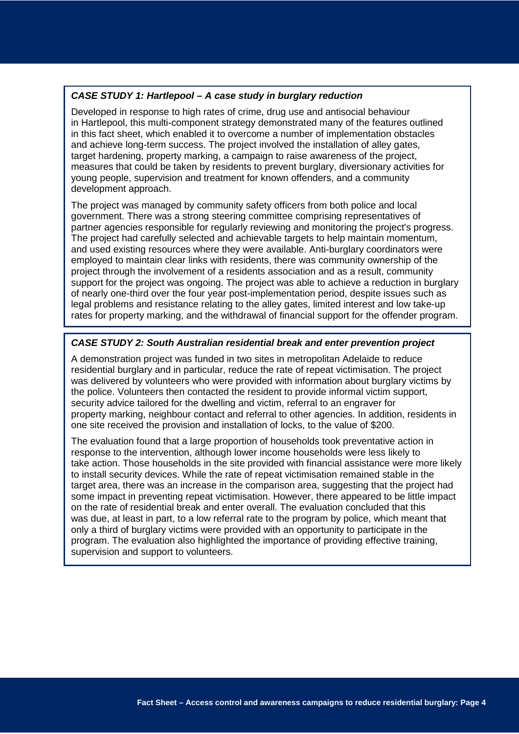### *CASE STUDY 1: Hartlepool – A case study in burglary reduction*

Developed in response to high rates of crime, drug use and antisocial behaviour in Hartlepool, this multi-component strategy demonstrated many of the features outlined in this fact sheet, which enabled it to overcome a number of implementation obstacles and achieve long-term success. The project involved the installation of alley gates, target hardening, property marking, a campaign to raise awareness of the project, measures that could be taken by residents to prevent burglary, diversionary activities for young people, supervision and treatment for known offenders, and a community development approach.

The project was managed by community safety officers from both police and local government. There was a strong steering committee comprising representatives of partner agencies responsible for regularly reviewing and monitoring the project's progress. The project had carefully selected and achievable targets to help maintain momentum, and used existing resources where they were available. Anti-burglary coordinators were employed to maintain clear links with residents, there was community ownership of the project through the involvement of a residents association and as a result, community support for the project was ongoing. The project was able to achieve a reduction in burglary of nearly one-third over the four year post-implementation period, despite issues such as legal problems and resistance relating to the alley gates, limited interest and low take-up rates for property marking, and the withdrawal of financial support for the offender program.

### *CASE STUDY 2: South Australian residential break and enter prevention project*

A demonstration project was funded in two sites in metropolitan Adelaide to reduce residential burglary and in particular, reduce the rate of repeat victimisation. The project was delivered by volunteers who were provided with information about burglary victims by the police. Volunteers then contacted the resident to provide informal victim support, security advice tailored for the dwelling and victim, referral to an engraver for property marking, neighbour contact and referral to other agencies. In addition, residents in one site received the provision and installation of locks, to the value of $200.

The evaluation found that a large proportion of households took preventative action in response to the intervention, although lower income households were less likely to take action. Those households in the site provided with financial assistance were more likely to install security devices. While the rate of repeat victimisation remained stable in the target area, there was an increase in the comparison area, suggesting that the project had some impact in preventing repeat victimisation. However, there appeared to be little impact on the rate of residential break and enter overall. The evaluation concluded that this was due, at least in part, to a low referral rate to the program by police, which meant that only a third of burglary victims were provided with an opportunity to participate in the program. The evaluation also highlighted the importance of providing effective training, supervision and support to volunteers.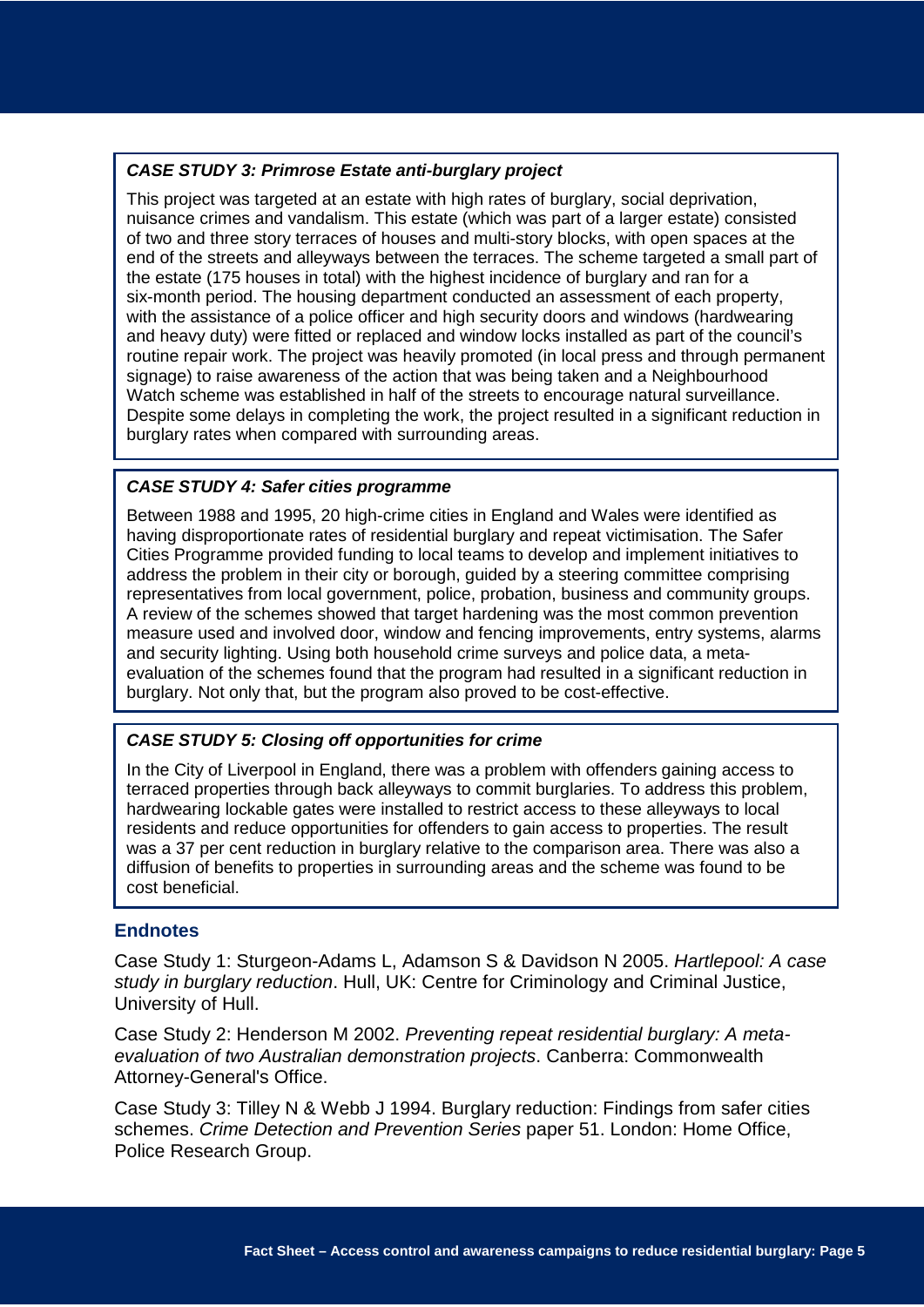### *CASE STUDY 3: Primrose Estate anti-burglary project*

This project was targeted at an estate with high rates of burglary, social deprivation, nuisance crimes and vandalism. This estate (which was part of a larger estate) consisted of two and three story terraces of houses and multi-story blocks, with open spaces at the end of the streets and alleyways between the terraces. The scheme targeted a small part of the estate (175 houses in total) with the highest incidence of burglary and ran for a six-month period. The housing department conducted an assessment of each property, with the assistance of a police officer and high security doors and windows (hardwearing and heavy duty) were fitted or replaced and window locks installed as part of the council's routine repair work. The project was heavily promoted (in local press and through permanent signage) to raise awareness of the action that was being taken and a Neighbourhood Watch scheme was established in half of the streets to encourage natural surveillance. Despite some delays in completing the work, the project resulted in a significant reduction in burglary rates when compared with surrounding areas.

### *CASE STUDY 4: Safer cities programme*

Between 1988 and 1995, 20 high-crime cities in England and Wales were identified as having disproportionate rates of residential burglary and repeat victimisation. The Safer Cities Programme provided funding to local teams to develop and implement initiatives to address the problem in their city or borough, guided by a steering committee comprising representatives from local government, police, probation, business and community groups. A review of the schemes showed that target hardening was the most common prevention measure used and involved door, window and fencing improvements, entry systems, alarms and security lighting. Using both household crime surveys and police data, a meta-evaluation of the schemes found that the program had resulted in a significant reduction in burglary. Not only that, but the program also proved to be cost-effective.

### *CASE STUDY 5: Closing off opportunities for crime*

In the City of Liverpool in England, there was a problem with offenders gaining access to terraced properties through back alleyways to commit burglaries. To address this problem, hardwearing lockable gates were installed to restrict access to these alleyways to local residents and reduce opportunities for offenders to gain access to properties. The result was a 37 per cent reduction in burglary relative to the comparison area. There was also a diffusion of benefits to properties in surrounding areas and the scheme was found to be cost beneficial.

## Endnotes

Case Study 1: Sturgeon-Adams L, Adamson S & Davidson N 2005. *Hartlepool: A case study in burglary reduction*. Hull, UK: Centre for Criminology and Criminal Justice, University of Hull.

Case Study 2: Henderson M 2002. *Preventing repeat residential burglary: A meta-evaluation of two Australian demonstration projects*. Canberra: Commonwealth Attorney-General's Office.

Case Study 3: Tilley N & Webb J 1994. Burglary reduction: Findings from safer cities schemes. *Crime Detection and Prevention Series* paper 51. London: Home Office, Police Research Group.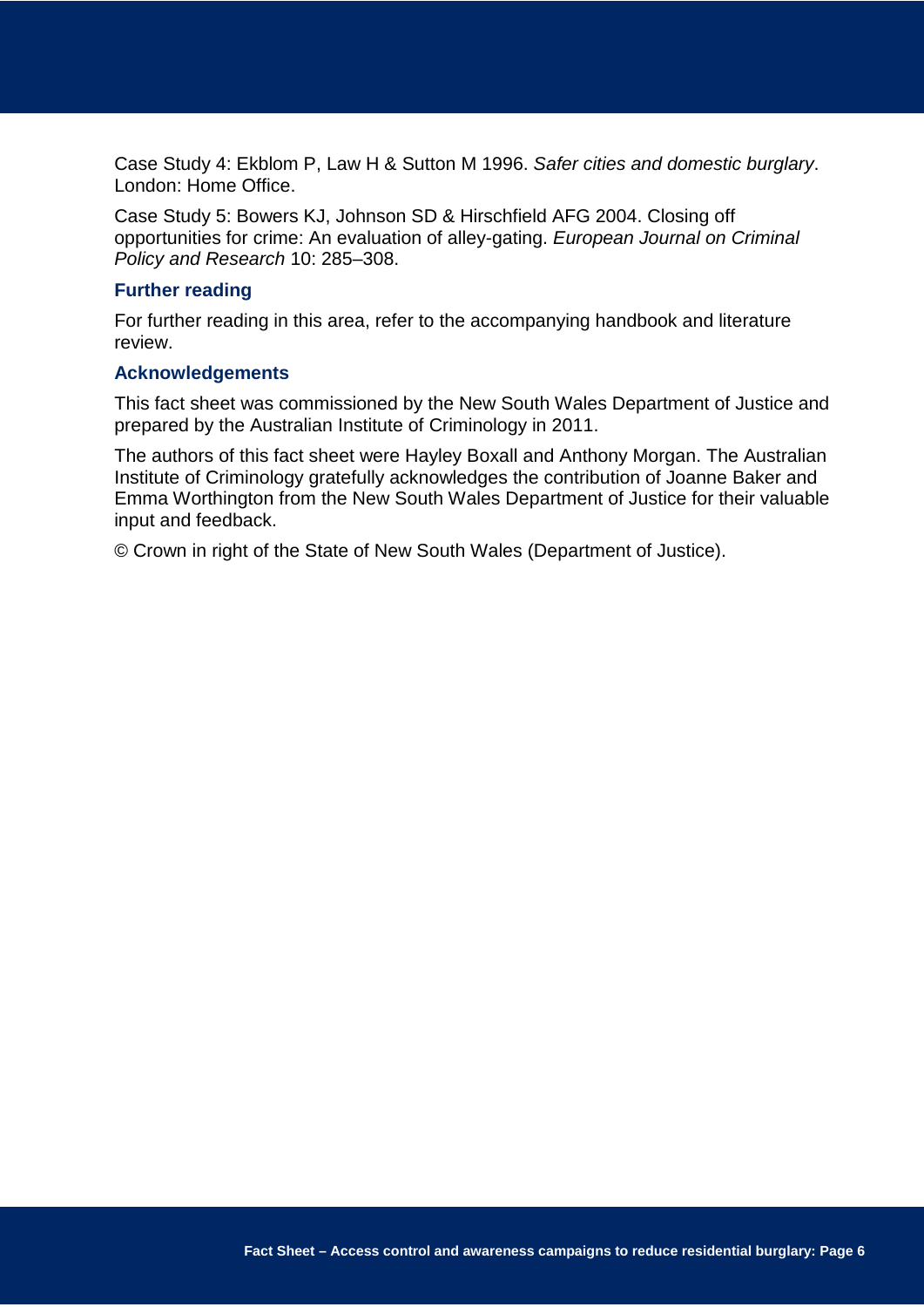Case Study 4: Ekblom P, Law H & Sutton M 1996. *Safer cities and domestic burglary*. London: Home Office.

Case Study 5: Bowers KJ, Johnson SD & Hirschfield AFG 2004. Closing off opportunities for crime: An evaluation of alley-gating. *European Journal on Criminal Policy and Research* 10: 285–308.

### Further reading

For further reading in this area, refer to the accompanying handbook and literature review.

### Acknowledgements

This fact sheet was commissioned by the New South Wales Department of Justice and prepared by the Australian Institute of Criminology in 2011.

The authors of this fact sheet were Hayley Boxall and Anthony Morgan. The Australian Institute of Criminology gratefully acknowledges the contribution of Joanne Baker and Emma Worthington from the New South Wales Department of Justice for their valuable input and feedback.

© Crown in right of the State of New South Wales (Department of Justice).